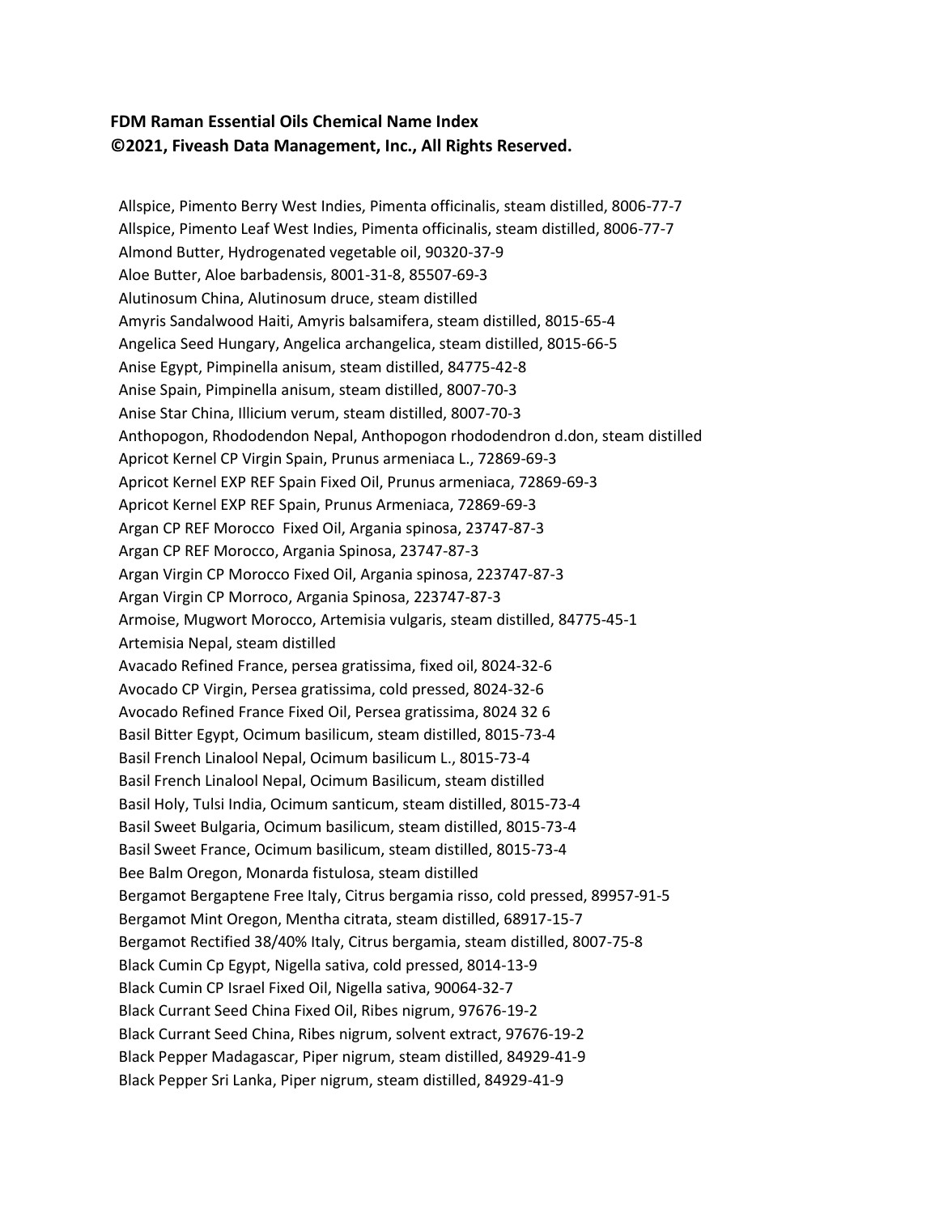**FDM Raman Essential Oils Chemical Name Index**
**©2021, Fiveash Data Management, Inc., All Rights Reserved.**

Allspice, Pimento Berry West Indies, Pimenta officinalis, steam distilled, 8006-77-7
Allspice, Pimento Leaf West Indies, Pimenta officinalis, steam distilled, 8006-77-7
Almond Butter, Hydrogenated vegetable oil, 90320-37-9
Aloe Butter, Aloe barbadensis, 8001-31-8, 85507-69-3
Alutinosum China, Alutinosum druce, steam distilled
Amyris Sandalwood Haiti, Amyris balsamifera, steam distilled, 8015-65-4
Angelica Seed Hungary, Angelica archangelica, steam distilled, 8015-66-5
Anise Egypt, Pimpinella anisum, steam distilled, 84775-42-8
Anise Spain, Pimpinella anisum, steam distilled, 8007-70-3
Anise Star China, Illicium verum, steam distilled, 8007-70-3
Anthopogon, Rhododendon Nepal, Anthopogon rhododendron d.don, steam distilled
Apricot Kernel CP Virgin Spain, Prunus armeniaca L., 72869-69-3
Apricot Kernel EXP REF Spain Fixed Oil, Prunus armeniaca, 72869-69-3
Apricot Kernel EXP REF Spain, Prunus Armeniaca, 72869-69-3
Argan CP REF Morocco Fixed Oil, Argania spinosa, 23747-87-3
Argan CP REF Morocco, Argania Spinosa, 23747-87-3
Argan Virgin CP Morocco Fixed Oil, Argania spinosa, 223747-87-3
Argan Virgin CP Morroco, Argania Spinosa, 223747-87-3
Armoise, Mugwort Morocco, Artemisia vulgaris, steam distilled, 84775-45-1
Artemisia Nepal, steam distilled
Avacado Refined France, persea gratissima, fixed oil, 8024-32-6
Avocado CP Virgin, Persea gratissima, cold pressed, 8024-32-6
Avocado Refined France Fixed Oil, Persea gratissima, 8024 32 6
Basil Bitter Egypt, Ocimum basilicum, steam distilled, 8015-73-4
Basil French Linalool Nepal, Ocimum basilicum L., 8015-73-4
Basil French Linalool Nepal, Ocimum Basilicum, steam distilled
Basil Holy, Tulsi India, Ocimum santicum, steam distilled, 8015-73-4
Basil Sweet Bulgaria, Ocimum basilicum, steam distilled, 8015-73-4
Basil Sweet France, Ocimum basilicum, steam distilled, 8015-73-4
Bee Balm Oregon, Monarda fistulosa, steam distilled
Bergamot Bergaptene Free Italy, Citrus bergamia risso, cold pressed, 89957-91-5
Bergamot Mint Oregon, Mentha citrata, steam distilled, 68917-15-7
Bergamot Rectified 38/40% Italy, Citrus bergamia, steam distilled, 8007-75-8
Black Cumin Cp Egypt, Nigella sativa, cold pressed, 8014-13-9
Black Cumin CP Israel Fixed Oil, Nigella sativa, 90064-32-7
Black Currant Seed China Fixed Oil, Ribes nigrum, 97676-19-2
Black Currant Seed China, Ribes nigrum, solvent extract, 97676-19-2
Black Pepper Madagascar, Piper nigrum, steam distilled, 84929-41-9
Black Pepper Sri Lanka, Piper nigrum, steam distilled, 84929-41-9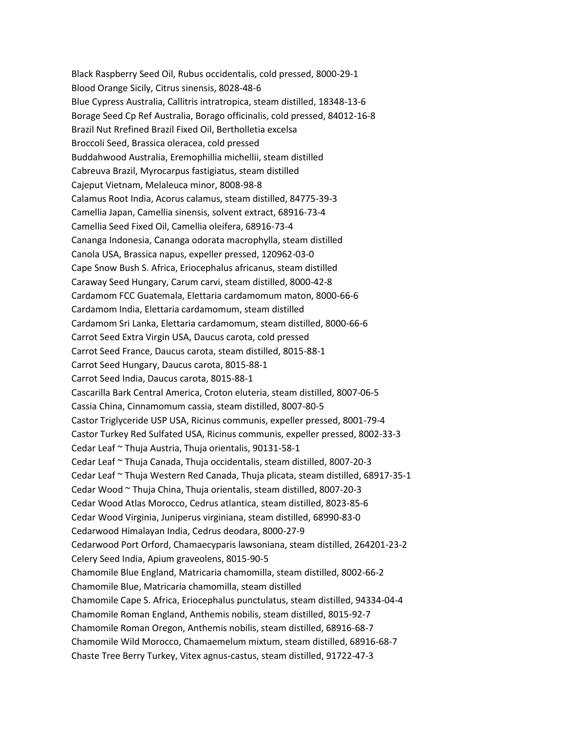Black Raspberry Seed Oil, Rubus occidentalis, cold pressed, 8000-29-1
Blood Orange Sicily, Citrus sinensis, 8028-48-6
Blue Cypress Australia, Callitris intratropica, steam distilled, 18348-13-6
Borage Seed Cp Ref Australia, Borago officinalis, cold pressed, 84012-16-8
Brazil Nut Rrefined Brazil Fixed Oil, Bertholletia excelsa
Broccoli Seed, Brassica oleracea, cold pressed
Buddahwood Australia, Eremophillia michellii, steam distilled
Cabreuva Brazil, Myrocarpus fastigiatus, steam distilled
Cajeput Vietnam, Melaleuca minor, 8008-98-8
Calamus Root India, Acorus calamus, steam distilled, 84775-39-3
Camellia Japan, Camellia sinensis, solvent extract, 68916-73-4
Camellia Seed Fixed Oil, Camellia oleifera, 68916-73-4
Cananga Indonesia, Cananga odorata macrophylla, steam distilled
Canola USA, Brassica napus, expeller pressed, 120962-03-0
Cape Snow Bush S. Africa, Eriocephalus africanus, steam distilled
Caraway Seed Hungary, Carum carvi, steam distilled, 8000-42-8
Cardamom FCC Guatemala, Elettaria cardamomum maton, 8000-66-6
Cardamom India, Elettaria cardamomum, steam distilled
Cardamom Sri Lanka, Elettaria cardamomum, steam distilled, 8000-66-6
Carrot Seed Extra Virgin USA, Daucus carota, cold pressed
Carrot Seed France, Daucus carota, steam distilled, 8015-88-1
Carrot Seed Hungary, Daucus carota, 8015-88-1
Carrot Seed India, Daucus carota, 8015-88-1
Cascarilla Bark Central America, Croton eluteria, steam distilled, 8007-06-5
Cassia China, Cinnamomum cassia, steam distilled, 8007-80-5
Castor Triglyceride USP USA, Ricinus communis, expeller pressed, 8001-79-4
Castor Turkey Red Sulfated USA, Ricinus communis, expeller pressed, 8002-33-3
Cedar Leaf ~ Thuja Austria, Thuja orientalis, 90131-58-1
Cedar Leaf ~ Thuja Canada, Thuja occidentalis, steam distilled, 8007-20-3
Cedar Leaf ~ Thuja Western Red Canada, Thuja plicata, steam distilled, 68917-35-1
Cedar Wood ~ Thuja China, Thuja orientalis, steam distilled, 8007-20-3
Cedar Wood Atlas Morocco, Cedrus atlantica, steam distilled, 8023-85-6
Cedar Wood Virginia, Juniperus virginiana, steam distilled, 68990-83-0
Cedarwood Himalayan India, Cedrus deodara, 8000-27-9
Cedarwood Port Orford, Chamaecyparis lawsoniana, steam distilled, 264201-23-2
Celery Seed India, Apium graveolens, 8015-90-5
Chamomile Blue England, Matricaria chamomilla, steam distilled, 8002-66-2
Chamomile Blue, Matricaria chamomilla, steam distilled
Chamomile Cape S. Africa, Eriocephalus punctulatus, steam distilled, 94334-04-4
Chamomile Roman England, Anthemis nobilis, steam distilled, 8015-92-7
Chamomile Roman Oregon, Anthemis nobilis, steam distilled, 68916-68-7
Chamomile Wild Morocco, Chamaemelum mixtum, steam distilled, 68916-68-7
Chaste Tree Berry Turkey, Vitex agnus-castus, steam distilled, 91722-47-3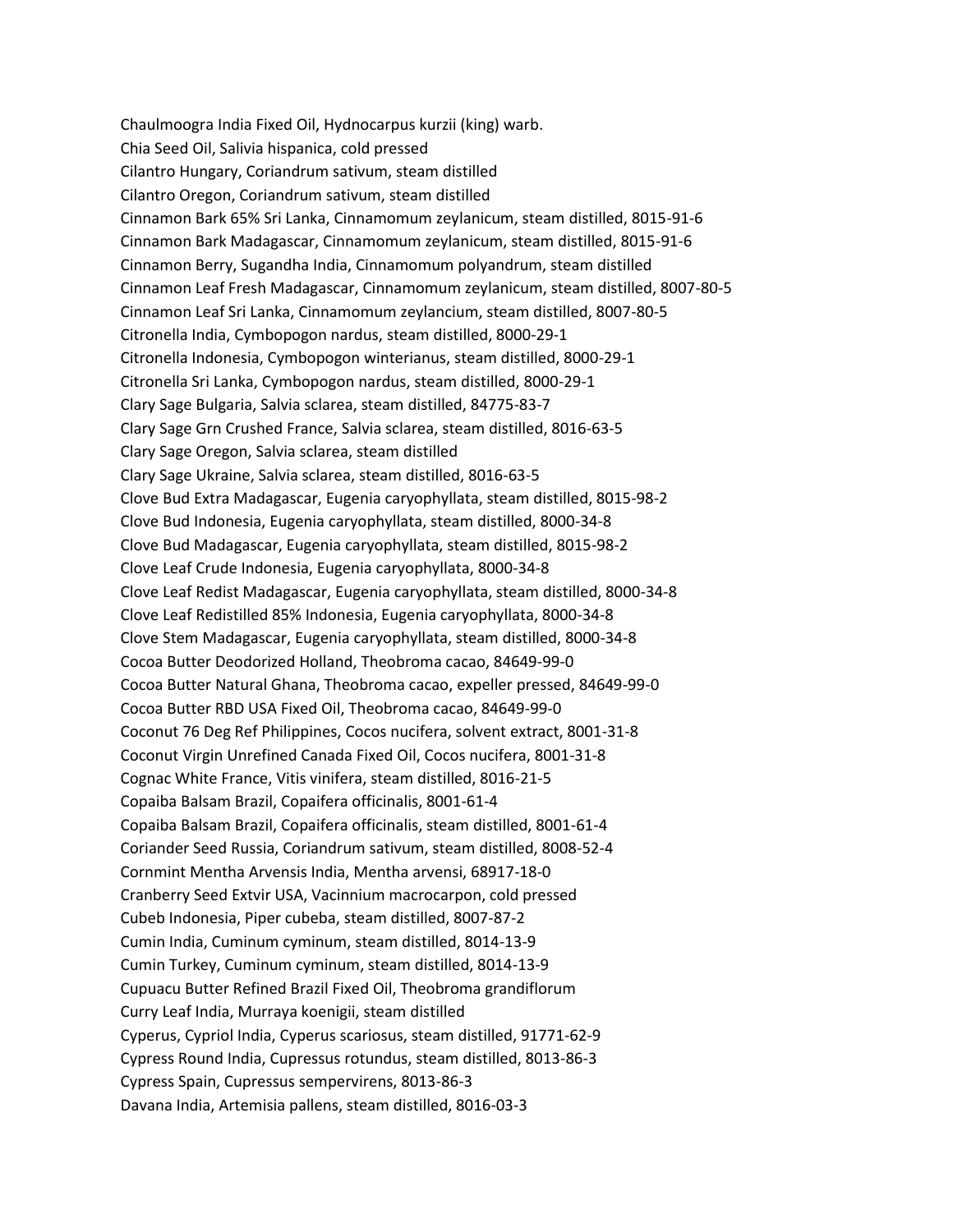Chaulmoogra India Fixed Oil, Hydnocarpus kurzii (king) warb.
Chia Seed Oil, Salivia hispanica, cold pressed
Cilantro Hungary, Coriandrum sativum, steam distilled
Cilantro Oregon, Coriandrum sativum, steam distilled
Cinnamon Bark 65% Sri Lanka, Cinnamomum zeylanicum, steam distilled, 8015-91-6
Cinnamon Bark Madagascar, Cinnamomum zeylanicum, steam distilled, 8015-91-6
Cinnamon Berry, Sugandha India, Cinnamomum polyandrum, steam distilled
Cinnamon Leaf Fresh Madagascar, Cinnamomum zeylanicum, steam distilled, 8007-80-5
Cinnamon Leaf Sri Lanka, Cinnamomum zeylancium, steam distilled, 8007-80-5
Citronella India, Cymbopogon nardus, steam distilled, 8000-29-1
Citronella Indonesia, Cymbopogon winterianus, steam distilled, 8000-29-1
Citronella Sri Lanka, Cymbopogon nardus, steam distilled, 8000-29-1
Clary Sage Bulgaria, Salvia sclarea, steam distilled, 84775-83-7
Clary Sage Grn Crushed France, Salvia sclarea, steam distilled, 8016-63-5
Clary Sage Oregon, Salvia sclarea, steam distilled
Clary Sage Ukraine, Salvia sclarea, steam distilled, 8016-63-5
Clove Bud Extra Madagascar, Eugenia caryophyllata, steam distilled, 8015-98-2
Clove Bud Indonesia, Eugenia caryophyllata, steam distilled, 8000-34-8
Clove Bud Madagascar, Eugenia caryophyllata, steam distilled, 8015-98-2
Clove Leaf Crude Indonesia, Eugenia caryophyllata, 8000-34-8
Clove Leaf Redist Madagascar, Eugenia caryophyllata, steam distilled, 8000-34-8
Clove Leaf Redistilled 85% Indonesia, Eugenia caryophyllata, 8000-34-8
Clove Stem Madagascar, Eugenia caryophyllata, steam distilled, 8000-34-8
Cocoa Butter Deodorized Holland, Theobroma cacao, 84649-99-0
Cocoa Butter Natural Ghana, Theobroma cacao, expeller pressed, 84649-99-0
Cocoa Butter RBD USA Fixed Oil, Theobroma cacao, 84649-99-0
Coconut 76 Deg Ref Philippines, Cocos nucifera, solvent extract, 8001-31-8
Coconut Virgin Unrefined Canada Fixed Oil, Cocos nucifera, 8001-31-8
Cognac White France, Vitis vinifera, steam distilled, 8016-21-5
Copaiba Balsam Brazil, Copaifera officinalis, 8001-61-4
Copaiba Balsam Brazil, Copaifera officinalis, steam distilled, 8001-61-4
Coriander Seed Russia, Coriandrum sativum, steam distilled, 8008-52-4
Cornmint Mentha Arvensis India, Mentha arvensi, 68917-18-0
Cranberry Seed Extvir USA, Vacinnium macrocarpon, cold pressed
Cubeb Indonesia, Piper cubeba, steam distilled, 8007-87-2
Cumin India, Cuminum cyminum, steam distilled, 8014-13-9
Cumin Turkey, Cuminum cyminum, steam distilled, 8014-13-9
Cupuacu Butter Refined Brazil Fixed Oil, Theobroma grandiflorum
Curry Leaf India, Murraya koenigii, steam distilled
Cyperus, Cypriol India, Cyperus scariosus, steam distilled, 91771-62-9
Cypress Round India, Cupressus rotundus, steam distilled, 8013-86-3
Cypress Spain, Cupressus sempervirens, 8013-86-3
Davana India, Artemisia pallens, steam distilled, 8016-03-3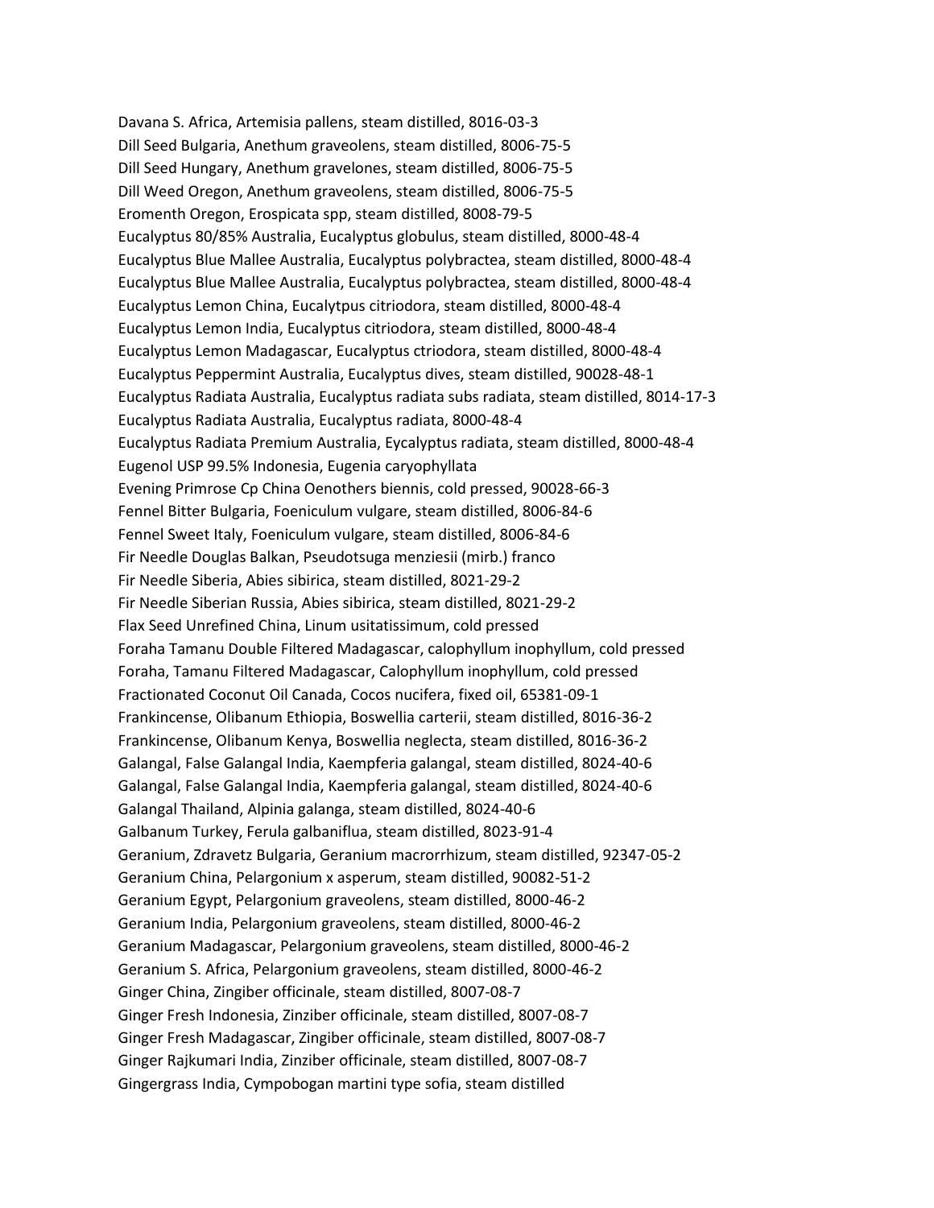Davana S. Africa, Artemisia pallens, steam distilled, 8016-03-3
Dill Seed Bulgaria, Anethum graveolens, steam distilled, 8006-75-5
Dill Seed Hungary, Anethum gravelones, steam distilled, 8006-75-5
Dill Weed Oregon, Anethum graveolens, steam distilled, 8006-75-5
Eromenth Oregon, Erospicata spp, steam distilled, 8008-79-5
Eucalyptus 80/85% Australia, Eucalyptus globulus, steam distilled, 8000-48-4
Eucalyptus Blue Mallee Australia, Eucalyptus polybractea, steam distilled, 8000-48-4
Eucalyptus Blue Mallee Australia, Eucalyptus polybractea, steam distilled, 8000-48-4
Eucalyptus Lemon China, Eucalytpus citriodora, steam distilled, 8000-48-4
Eucalyptus Lemon India, Eucalyptus citriodora, steam distilled, 8000-48-4
Eucalyptus Lemon Madagascar, Eucalyptus ctriodora, steam distilled, 8000-48-4
Eucalyptus Peppermint Australia, Eucalyptus dives, steam distilled, 90028-48-1
Eucalyptus Radiata Australia, Eucalyptus radiata subs radiata, steam distilled, 8014-17-3
Eucalyptus Radiata Australia, Eucalyptus radiata, 8000-48-4
Eucalyptus Radiata Premium Australia, Eycalyptus radiata, steam distilled, 8000-48-4
Eugenol USP 99.5% Indonesia, Eugenia caryophyllata
Evening Primrose Cp China Oenothers biennis, cold pressed, 90028-66-3
Fennel Bitter Bulgaria, Foeniculum vulgare, steam distilled, 8006-84-6
Fennel Sweet Italy, Foeniculum vulgare, steam distilled, 8006-84-6
Fir Needle Douglas Balkan, Pseudotsuga menziesii (mirb.) franco
Fir Needle Siberia, Abies sibirica, steam distilled, 8021-29-2
Fir Needle Siberian Russia, Abies sibirica, steam distilled, 8021-29-2
Flax Seed Unrefined China, Linum usitatissimum, cold pressed
Foraha Tamanu Double Filtered Madagascar, calophyllum inophyllum, cold pressed
Foraha, Tamanu Filtered Madagascar, Calophyllum inophyllum, cold pressed
Fractionated Coconut Oil Canada, Cocos nucifera, fixed oil, 65381-09-1
Frankincense, Olibanum Ethiopia, Boswellia carterii, steam distilled, 8016-36-2
Frankincense, Olibanum Kenya, Boswellia neglecta, steam distilled, 8016-36-2
Galangal, False Galangal India, Kaempferia galangal, steam distilled, 8024-40-6
Galangal, False Galangal India, Kaempferia galangal, steam distilled, 8024-40-6
Galangal Thailand, Alpinia galanga, steam distilled, 8024-40-6
Galbanum Turkey, Ferula galbaniflua, steam distilled, 8023-91-4
Geranium, Zdravetz Bulgaria, Geranium macrorrhizum, steam distilled, 92347-05-2
Geranium China, Pelargonium x asperum, steam distilled, 90082-51-2
Geranium Egypt, Pelargonium graveolens, steam distilled, 8000-46-2
Geranium India, Pelargonium graveolens, steam distilled, 8000-46-2
Geranium Madagascar, Pelargonium graveolens, steam distilled, 8000-46-2
Geranium S. Africa, Pelargonium graveolens, steam distilled, 8000-46-2
Ginger China, Zingiber officinale, steam distilled, 8007-08-7
Ginger Fresh Indonesia, Zinziber officinale, steam distilled, 8007-08-7
Ginger Fresh Madagascar, Zingiber officinale, steam distilled, 8007-08-7
Ginger Rajkumari India, Zinziber officinale, steam distilled, 8007-08-7
Gingergrass India, Cympobogan martini type sofia, steam distilled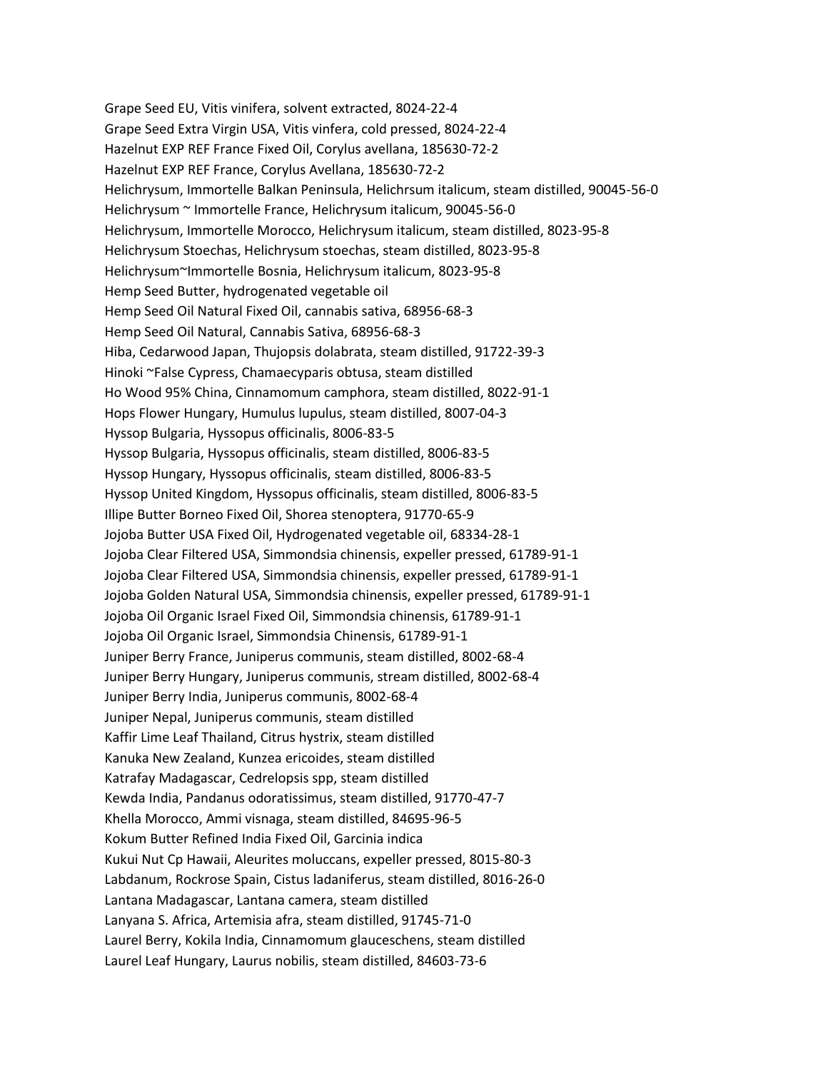Grape Seed EU, Vitis vinifera, solvent extracted, 8024-22-4
Grape Seed Extra Virgin USA, Vitis vinfera, cold pressed, 8024-22-4
Hazelnut EXP REF France Fixed Oil, Corylus avellana, 185630-72-2
Hazelnut EXP REF France, Corylus Avellana, 185630-72-2
Helichrysum, Immortelle Balkan Peninsula, Helichrsum italicum, steam distilled, 90045-56-0
Helichrysum ~ Immortelle France, Helichrysum italicum, 90045-56-0
Helichrysum, Immortelle Morocco, Helichrysum italicum, steam distilled, 8023-95-8
Helichrysum Stoechas, Helichrysum stoechas, steam distilled, 8023-95-8
Helichrysum~Immortelle Bosnia, Helichrysum italicum, 8023-95-8
Hemp Seed Butter, hydrogenated vegetable oil
Hemp Seed Oil Natural Fixed Oil, cannabis sativa, 68956-68-3
Hemp Seed Oil Natural, Cannabis Sativa, 68956-68-3
Hiba, Cedarwood Japan, Thujopsis dolabrata, steam distilled, 91722-39-3
Hinoki ~False Cypress, Chamaecyparis obtusa, steam distilled
Ho Wood 95% China, Cinnamomum camphora, steam distilled, 8022-91-1
Hops Flower Hungary, Humulus lupulus, steam distilled, 8007-04-3
Hyssop Bulgaria, Hyssopus officinalis, 8006-83-5
Hyssop Bulgaria, Hyssopus officinalis, steam distilled, 8006-83-5
Hyssop Hungary, Hyssopus officinalis, steam distilled, 8006-83-5
Hyssop United Kingdom, Hyssopus officinalis, steam distilled, 8006-83-5
Illipe Butter Borneo Fixed Oil, Shorea stenoptera, 91770-65-9
Jojoba Butter USA Fixed Oil, Hydrogenated vegetable oil, 68334-28-1
Jojoba Clear Filtered USA, Simmondsia chinensis, expeller pressed, 61789-91-1
Jojoba Clear Filtered USA, Simmondsia chinensis, expeller pressed, 61789-91-1
Jojoba Golden Natural USA, Simmondsia chinensis, expeller pressed, 61789-91-1
Jojoba Oil Organic Israel Fixed Oil, Simmondsia chinensis, 61789-91-1
Jojoba Oil Organic Israel, Simmondsia Chinensis, 61789-91-1
Juniper Berry France, Juniperus communis, steam distilled, 8002-68-4
Juniper Berry Hungary, Juniperus communis, stream distilled, 8002-68-4
Juniper Berry India, Juniperus communis, 8002-68-4
Juniper Nepal, Juniperus communis, steam distilled
Kaffir Lime Leaf Thailand, Citrus hystrix, steam distilled
Kanuka New Zealand, Kunzea ericoides, steam distilled
Katrafay Madagascar, Cedrelopsis spp, steam distilled
Kewda India, Pandanus odoratissimus, steam distilled, 91770-47-7
Khella Morocco, Ammi visnaga, steam distilled, 84695-96-5
Kokum Butter Refined India Fixed Oil, Garcinia indica
Kukui Nut Cp Hawaii, Aleurites moluccans, expeller pressed, 8015-80-3
Labdanum, Rockrose Spain, Cistus ladaniferus, steam distilled, 8016-26-0
Lantana Madagascar, Lantana camera, steam distilled
Lanyana S. Africa, Artemisia afra, steam distilled, 91745-71-0
Laurel Berry, Kokila India, Cinnamomum glauceschens, steam distilled
Laurel Leaf Hungary, Laurus nobilis, steam distilled, 84603-73-6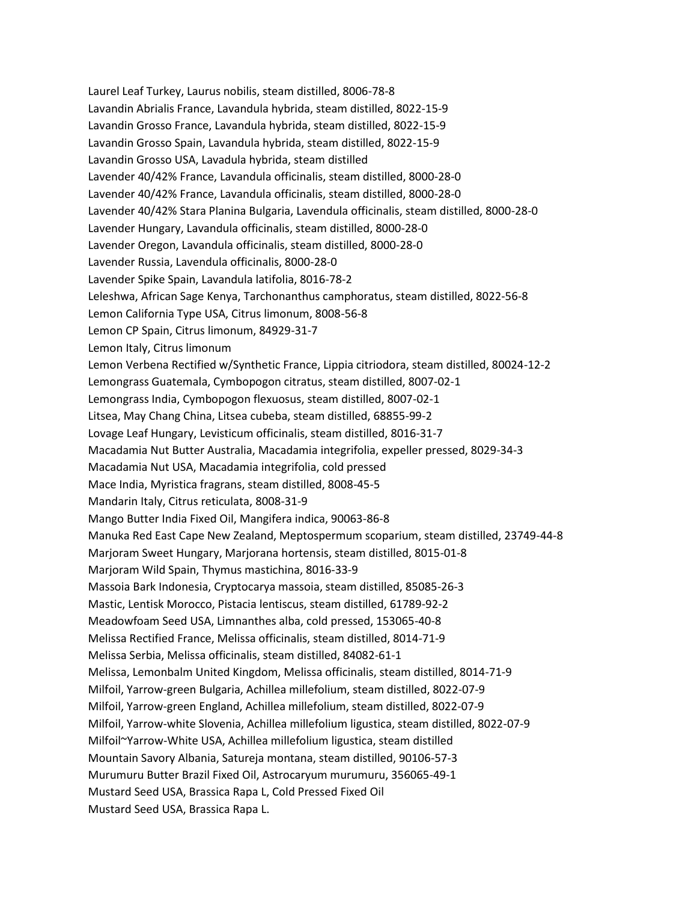Laurel Leaf Turkey, Laurus nobilis, steam distilled, 8006-78-8
Lavandin Abrialis France, Lavandula hybrida, steam distilled, 8022-15-9
Lavandin Grosso France, Lavandula hybrida, steam distilled, 8022-15-9
Lavandin Grosso Spain, Lavandula hybrida, steam distilled, 8022-15-9
Lavandin Grosso USA, Lavadula hybrida, steam distilled
Lavender 40/42% France, Lavandula officinalis, steam distilled, 8000-28-0
Lavender 40/42% France, Lavandula officinalis, steam distilled, 8000-28-0
Lavender 40/42% Stara Planina Bulgaria, Lavendula officinalis, steam distilled, 8000-28-0
Lavender Hungary, Lavandula officinalis, steam distilled, 8000-28-0
Lavender Oregon, Lavandula officinalis, steam distilled, 8000-28-0
Lavender Russia, Lavendula officinalis, 8000-28-0
Lavender Spike Spain, Lavandula latifolia, 8016-78-2
Leleshwa, African Sage Kenya, Tarchonanthus camphoratus, steam distilled, 8022-56-8
Lemon California Type USA, Citrus limonum, 8008-56-8
Lemon CP Spain, Citrus limonum, 84929-31-7
Lemon Italy, Citrus limonum
Lemon Verbena Rectified w/Synthetic France, Lippia citriodora, steam distilled, 80024-12-2
Lemongrass Guatemala, Cymbopogon citratus, steam distilled, 8007-02-1
Lemongrass India, Cymbopogon flexuosus, steam distilled, 8007-02-1
Litsea, May Chang China, Litsea cubeba, steam distilled, 68855-99-2
Lovage Leaf Hungary, Levisticum officinalis, steam distilled, 8016-31-7
Macadamia Nut Butter Australia, Macadamia integrifolia, expeller pressed, 8029-34-3
Macadamia Nut USA, Macadamia integrifolia, cold pressed
Mace India, Myristica fragrans, steam distilled, 8008-45-5
Mandarin Italy, Citrus reticulata, 8008-31-9
Mango Butter India Fixed Oil, Mangifera indica, 90063-86-8
Manuka Red East Cape New Zealand, Meptospermum scoparium, steam distilled, 23749-44-8
Marjoram Sweet Hungary, Marjorana hortensis, steam distilled, 8015-01-8
Marjoram Wild Spain, Thymus mastichina, 8016-33-9
Massoia Bark Indonesia, Cryptocarya massoia, steam distilled, 85085-26-3
Mastic, Lentisk Morocco, Pistacia lentiscus, steam distilled, 61789-92-2
Meadowfoam Seed USA, Limnanthes alba, cold pressed, 153065-40-8
Melissa Rectified France, Melissa officinalis, steam distilled, 8014-71-9
Melissa Serbia, Melissa officinalis, steam distilled, 84082-61-1
Melissa, Lemonbalm United Kingdom, Melissa officinalis, steam distilled, 8014-71-9
Milfoil, Yarrow-green Bulgaria, Achillea millefolium, steam distilled, 8022-07-9
Milfoil, Yarrow-green England, Achillea millefolium, steam distilled, 8022-07-9
Milfoil, Yarrow-white Slovenia, Achillea millefolium ligustica, steam distilled, 8022-07-9
Milfoil~Yarrow-White USA, Achillea millefolium ligustica, steam distilled
Mountain Savory Albania, Satureja montana, steam distilled, 90106-57-3
Murumuru Butter Brazil Fixed Oil, Astrocaryum murumuru, 356065-49-1
Mustard Seed USA, Brassica Rapa L, Cold Pressed Fixed Oil
Mustard Seed USA, Brassica Rapa L.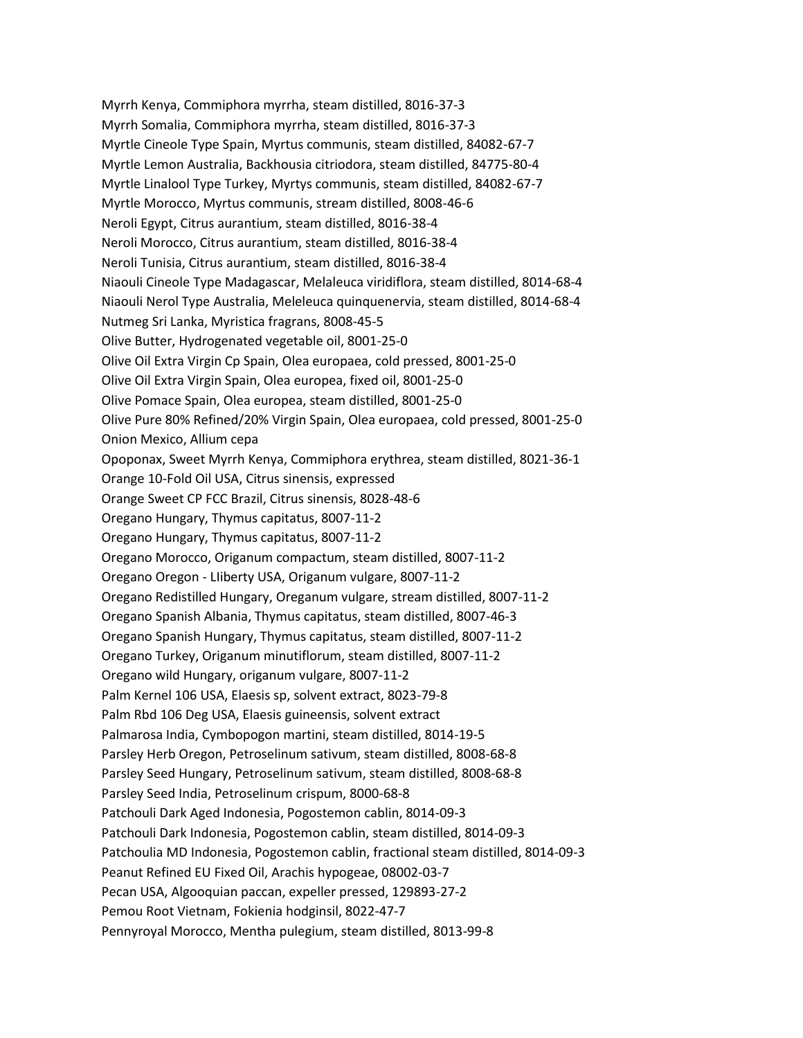Myrrh Kenya, Commiphora myrrha, steam distilled, 8016-37-3
Myrrh Somalia, Commiphora myrrha, steam distilled, 8016-37-3
Myrtle Cineole Type Spain, Myrtus communis, steam distilled, 84082-67-7
Myrtle Lemon Australia, Backhousia citriodora, steam distilled, 84775-80-4
Myrtle Linalool Type Turkey, Myrtys communis, steam distilled, 84082-67-7
Myrtle Morocco, Myrtus communis, stream distilled, 8008-46-6
Neroli Egypt, Citrus aurantium, steam distilled, 8016-38-4
Neroli Morocco, Citrus aurantium, steam distilled, 8016-38-4
Neroli Tunisia, Citrus aurantium, steam distilled, 8016-38-4
Niaouli Cineole Type Madagascar, Melaleuca viridiflora, steam distilled, 8014-68-4
Niaouli Nerol Type Australia, Meleleuca quinquenervia, steam distilled, 8014-68-4
Nutmeg Sri Lanka, Myristica fragrans, 8008-45-5
Olive Butter, Hydrogenated vegetable oil, 8001-25-0
Olive Oil Extra Virgin Cp Spain, Olea europaea, cold pressed, 8001-25-0
Olive Oil Extra Virgin Spain, Olea europea, fixed oil, 8001-25-0
Olive Pomace Spain, Olea europea, steam distilled, 8001-25-0
Olive Pure 80% Refined/20% Virgin Spain, Olea europaea, cold pressed, 8001-25-0
Onion Mexico, Allium cepa
Opoponax, Sweet Myrrh Kenya, Commiphora erythrea, steam distilled, 8021-36-1
Orange 10-Fold Oil USA, Citrus sinensis, expressed
Orange Sweet CP FCC Brazil, Citrus sinensis, 8028-48-6
Oregano Hungary, Thymus capitatus, 8007-11-2
Oregano Hungary, Thymus capitatus, 8007-11-2
Oregano Morocco, Origanum compactum, steam distilled, 8007-11-2
Oregano Oregon - LIiberty USA, Origanum vulgare, 8007-11-2
Oregano Redistilled Hungary, Oreganum vulgare, stream distilled, 8007-11-2
Oregano Spanish Albania, Thymus capitatus, steam distilled, 8007-46-3
Oregano Spanish Hungary, Thymus capitatus, steam distilled, 8007-11-2
Oregano Turkey, Origanum minutiflorum, steam distilled, 8007-11-2
Oregano wild Hungary, origanum vulgare, 8007-11-2
Palm Kernel 106 USA, Elaesis sp, solvent extract, 8023-79-8
Palm Rbd 106 Deg USA, Elaesis guineensis, solvent extract
Palmarosa India, Cymbopogon martini, steam distilled, 8014-19-5
Parsley Herb Oregon, Petroselinum sativum, steam distilled, 8008-68-8
Parsley Seed Hungary, Petroselinum sativum, steam distilled, 8008-68-8
Parsley Seed India, Petroselinum crispum, 8000-68-8
Patchouli Dark Aged Indonesia, Pogostemon cablin, 8014-09-3
Patchouli Dark Indonesia, Pogostemon cablin, steam distilled, 8014-09-3
Patchoulia MD Indonesia, Pogostemon cablin, fractional steam distilled, 8014-09-3
Peanut Refined EU Fixed Oil, Arachis hypogeae, 08002-03-7
Pecan USA, Algooquian paccan, expeller pressed, 129893-27-2
Pemou Root Vietnam, Fokienia hodginsil, 8022-47-7
Pennyroyal Morocco, Mentha pulegium, steam distilled, 8013-99-8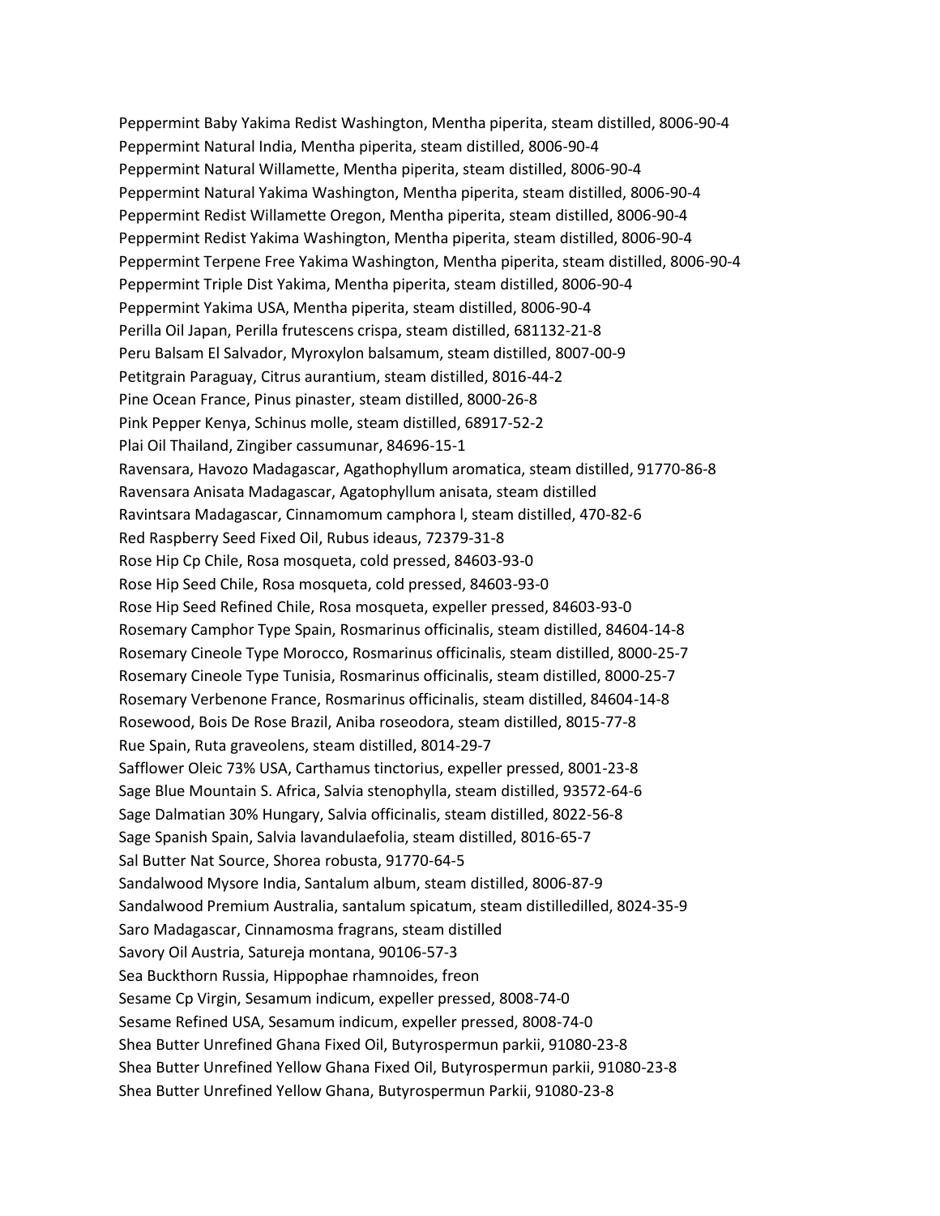Peppermint Baby Yakima Redist Washington, Mentha piperita, steam distilled, 8006-90-4
Peppermint Natural India, Mentha piperita, steam distilled, 8006-90-4
Peppermint Natural Willamette, Mentha piperita, steam distilled, 8006-90-4
Peppermint Natural Yakima Washington, Mentha piperita, steam distilled, 8006-90-4
Peppermint Redist Willamette Oregon, Mentha piperita, steam distilled, 8006-90-4
Peppermint Redist Yakima Washington, Mentha piperita, steam distilled, 8006-90-4
Peppermint Terpene Free Yakima Washington, Mentha piperita, steam distilled, 8006-90-4
Peppermint Triple Dist Yakima, Mentha piperita, steam distilled, 8006-90-4
Peppermint Yakima USA, Mentha piperita, steam distilled, 8006-90-4
Perilla Oil Japan, Perilla frutescens crispa, steam distilled, 681132-21-8
Peru Balsam El Salvador, Myroxylon balsamum, steam distilled, 8007-00-9
Petitgrain Paraguay, Citrus aurantium, steam distilled, 8016-44-2
Pine Ocean France, Pinus pinaster, steam distilled, 8000-26-8
Pink Pepper Kenya, Schinus molle, steam distilled, 68917-52-2
Plai Oil Thailand, Zingiber cassumunar, 84696-15-1
Ravensara, Havozo Madagascar, Agathophyllum aromatica, steam distilled, 91770-86-8
Ravensara Anisata Madagascar, Agatophyllum anisata, steam distilled
Ravintsara Madagascar, Cinnamomum camphora l, steam distilled, 470-82-6
Red Raspberry Seed Fixed Oil, Rubus ideaus, 72379-31-8
Rose Hip Cp Chile, Rosa mosqueta, cold pressed, 84603-93-0
Rose Hip Seed Chile, Rosa mosqueta, cold pressed, 84603-93-0
Rose Hip Seed Refined Chile, Rosa mosqueta, expeller pressed, 84603-93-0
Rosemary Camphor Type Spain, Rosmarinus officinalis, steam distilled, 84604-14-8
Rosemary Cineole Type Morocco, Rosmarinus officinalis, steam distilled, 8000-25-7
Rosemary Cineole Type Tunisia, Rosmarinus officinalis, steam distilled, 8000-25-7
Rosemary Verbenone France, Rosmarinus officinalis, steam distilled, 84604-14-8
Rosewood, Bois De Rose Brazil, Aniba roseodora, steam distilled, 8015-77-8
Rue Spain, Ruta graveolens, steam distilled, 8014-29-7
Safflower Oleic 73% USA, Carthamus tinctorius, expeller pressed, 8001-23-8
Sage Blue Mountain S. Africa, Salvia stenophylla, steam distilled, 93572-64-6
Sage Dalmatian 30% Hungary, Salvia officinalis, steam distilled, 8022-56-8
Sage Spanish Spain, Salvia lavandulaefolia, steam distilled, 8016-65-7
Sal Butter Nat Source, Shorea robusta, 91770-64-5
Sandalwood Mysore India, Santalum album, steam distilled, 8006-87-9
Sandalwood Premium Australia, santalum spicatum, steam distilledilled, 8024-35-9
Saro Madagascar, Cinnamosma fragrans, steam distilled
Savory Oil Austria, Satureja montana, 90106-57-3
Sea Buckthorn Russia, Hippophae rhamnoides, freon
Sesame Cp Virgin, Sesamum indicum, expeller pressed, 8008-74-0
Sesame Refined USA, Sesamum indicum, expeller pressed, 8008-74-0
Shea Butter Unrefined Ghana Fixed Oil, Butyrospermun parkii, 91080-23-8
Shea Butter Unrefined Yellow Ghana Fixed Oil, Butyrospermun parkii, 91080-23-8
Shea Butter Unrefined Yellow Ghana, Butyrospermun Parkii, 91080-23-8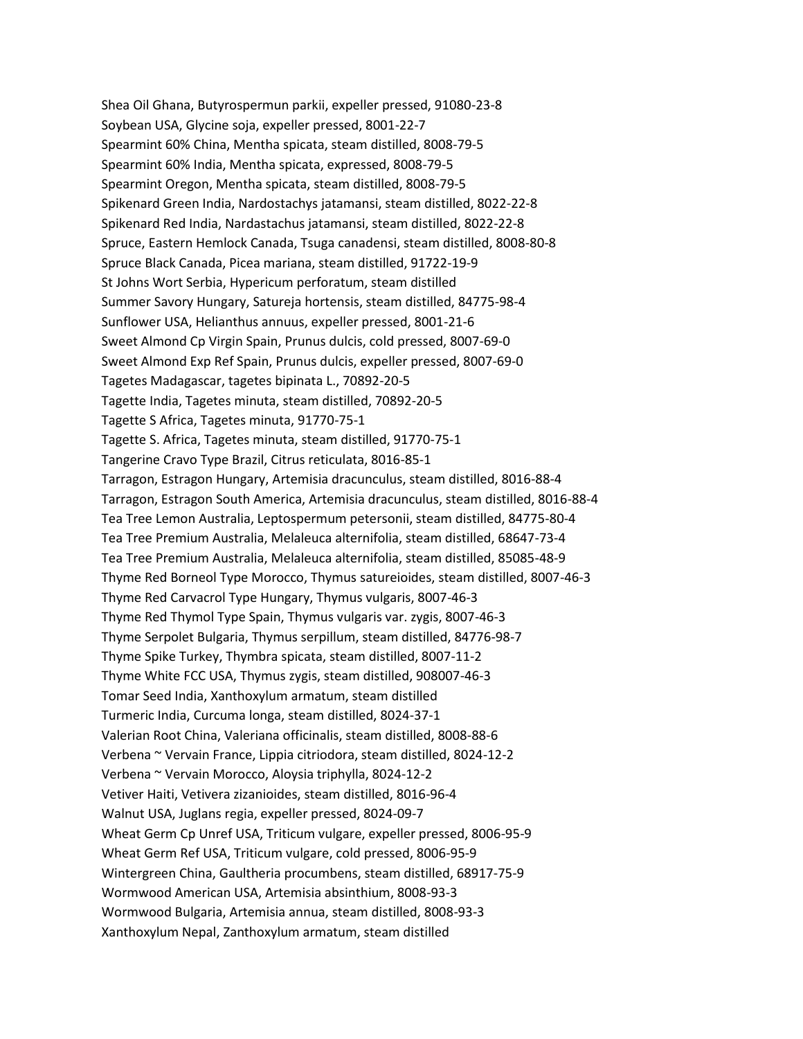Shea Oil Ghana, Butyrospermun parkii, expeller pressed, 91080-23-8
Soybean USA, Glycine soja, expeller pressed, 8001-22-7
Spearmint 60% China, Mentha spicata, steam distilled, 8008-79-5
Spearmint 60% India, Mentha spicata, expressed, 8008-79-5
Spearmint Oregon, Mentha spicata, steam distilled, 8008-79-5
Spikenard Green India, Nardostachys jatamansi, steam distilled, 8022-22-8
Spikenard Red India, Nardastachus jatamansi, steam distilled, 8022-22-8
Spruce, Eastern Hemlock Canada, Tsuga canadensi, steam distilled, 8008-80-8
Spruce Black Canada, Picea mariana, steam distilled, 91722-19-9
St Johns Wort Serbia, Hypericum perforatum, steam distilled
Summer Savory Hungary, Satureja hortensis, steam distilled, 84775-98-4
Sunflower USA, Helianthus annuus, expeller pressed, 8001-21-6
Sweet Almond Cp Virgin Spain, Prunus dulcis, cold pressed, 8007-69-0
Sweet Almond Exp Ref Spain, Prunus dulcis, expeller pressed, 8007-69-0
Tagetes Madagascar, tagetes bipinata L., 70892-20-5
Tagette India, Tagetes minuta, steam distilled, 70892-20-5
Tagette S Africa, Tagetes minuta, 91770-75-1
Tagette S. Africa, Tagetes minuta, steam distilled, 91770-75-1
Tangerine Cravo Type Brazil, Citrus reticulata, 8016-85-1
Tarragon, Estragon Hungary, Artemisia dracunculus, steam distilled, 8016-88-4
Tarragon, Estragon South America, Artemisia dracunculus, steam distilled, 8016-88-4
Tea Tree Lemon Australia, Leptospermum petersonii, steam distilled, 84775-80-4
Tea Tree Premium Australia, Melaleuca alternifolia, steam distilled, 68647-73-4
Tea Tree Premium Australia, Melaleuca alternifolia, steam distilled, 85085-48-9
Thyme Red Borneol Type Morocco, Thymus satureioides, steam distilled, 8007-46-3
Thyme Red Carvacrol Type Hungary, Thymus vulgaris, 8007-46-3
Thyme Red Thymol Type Spain, Thymus vulgaris var. zygis, 8007-46-3
Thyme Serpolet Bulgaria, Thymus serpillum, steam distilled, 84776-98-7
Thyme Spike Turkey, Thymbra spicata, steam distilled, 8007-11-2
Thyme White FCC USA, Thymus zygis, steam distilled, 908007-46-3
Tomar Seed India, Xanthoxylum armatum, steam distilled
Turmeric India, Curcuma longa, steam distilled, 8024-37-1
Valerian Root China, Valeriana officinalis, steam distilled, 8008-88-6
Verbena ~ Vervain France, Lippia citriodora, steam distilled, 8024-12-2
Verbena ~ Vervain Morocco, Aloysia triphylla, 8024-12-2
Vetiver Haiti, Vetivera zizanioides, steam distilled, 8016-96-4
Walnut USA, Juglans regia, expeller pressed, 8024-09-7
Wheat Germ Cp Unref USA, Triticum vulgare, expeller pressed, 8006-95-9
Wheat Germ Ref USA, Triticum vulgare, cold pressed, 8006-95-9
Wintergreen China, Gaultheria procumbens, steam distilled, 68917-75-9
Wormwood American USA, Artemisia absinthium, 8008-93-3
Wormwood Bulgaria, Artemisia annua, steam distilled, 8008-93-3
Xanthoxylum Nepal, Zanthoxylum armatum, steam distilled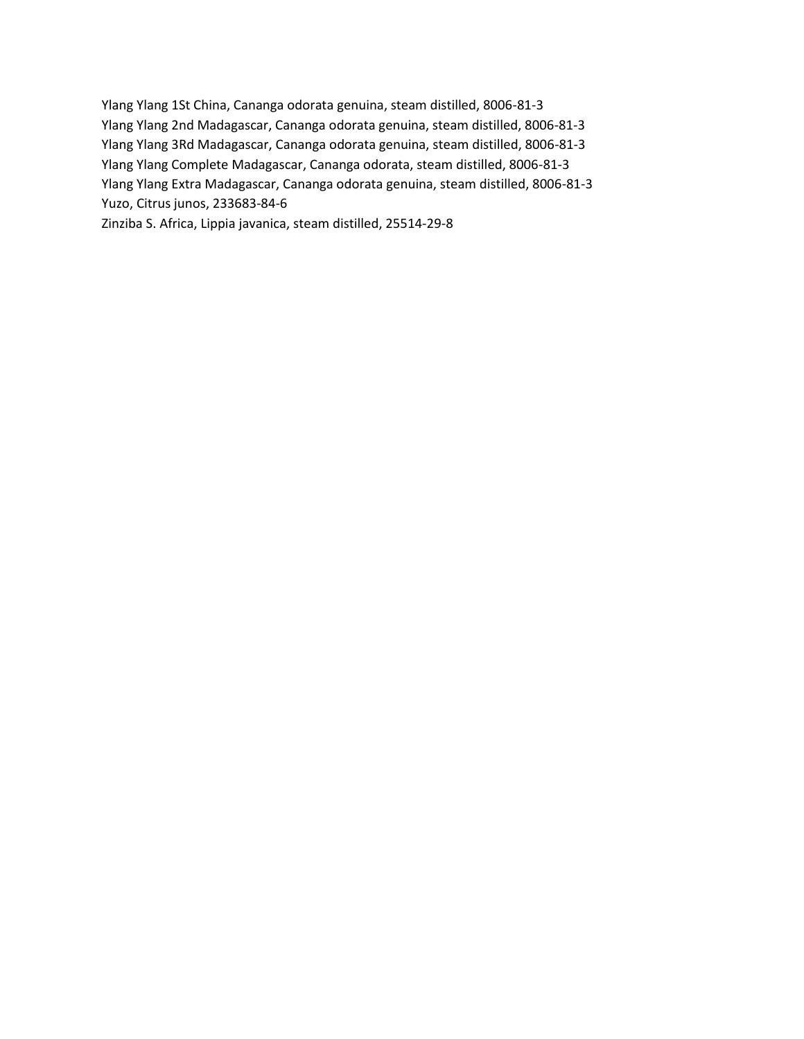Ylang Ylang 1St China, Cananga odorata genuina, steam distilled, 8006-81-3
Ylang Ylang 2nd Madagascar, Cananga odorata genuina, steam distilled, 8006-81-3
Ylang Ylang 3Rd Madagascar, Cananga odorata genuina, steam distilled, 8006-81-3
Ylang Ylang Complete Madagascar, Cananga odorata, steam distilled, 8006-81-3
Ylang Ylang Extra Madagascar, Cananga odorata genuina, steam distilled, 8006-81-3
Yuzo, Citrus junos, 233683-84-6
Zinziba S. Africa, Lippia javanica, steam distilled, 25514-29-8